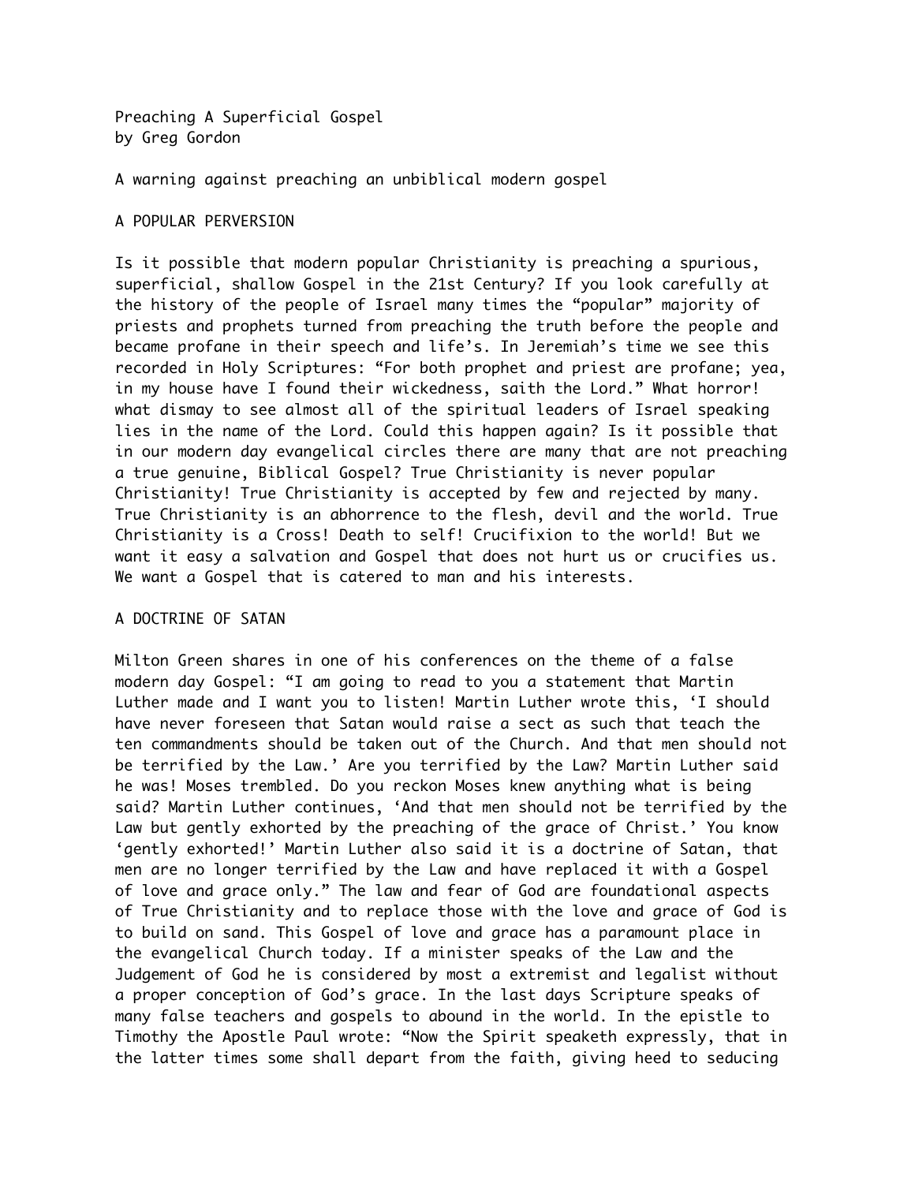# Preaching A Superficial Gospel

by Greg Gordon

A warning against preaching an unbiblical modern gospel

## A POPULAR PERVERSION

Is it possible that modern popular Christianity is preaching a spurious, superficial, shallow Gospel in the 21st Century? If you look carefully at the history of the people of Israel many times the "popular" majority of priests and prophets turned from preaching the truth before the people and became profane in their speech and life's. In Jeremiah's time we see this recorded in Holy Scriptures: "For both prophet and priest are profane; yea, in my house have I found their wickedness, saith the Lord." What horror! what dismay to see almost all of the spiritual leaders of Israel speaking lies in the name of the Lord. Could this happen again? Is it possible that in our modern day evangelical circles there are many that are not preaching a true genuine, Biblical Gospel? True Christianity is never popular Christianity! True Christianity is accepted by few and rejected by many. True Christianity is an abhorrence to the flesh, devil and the world. True Christianity is a Cross! Death to self! Crucifixion to the world! But we want it easy a salvation and Gospel that does not hurt us or crucifies us. We want a Gospel that is catered to man and his interests.

## A DOCTRINE OF SATAN

Milton Green shares in one of his conferences on the theme of a false modern day Gospel: "I am going to read to you a statement that Martin Luther made and I want you to listen! Martin Luther wrote this, 'I should have never foreseen that Satan would raise a sect as such that teach the ten commandments should be taken out of the Church. And that men should not be terrified by the Law.' Are you terrified by the Law? Martin Luther said he was! Moses trembled. Do you reckon Moses knew anything what is being said? Martin Luther continues, 'And that men should not be terrified by the Law but gently exhorted by the preaching of the grace of Christ.' You know 'gently exhorted!' Martin Luther also said it is a doctrine of Satan, that men are no longer terrified by the Law and have replaced it with a Gospel of love and grace only." The law and fear of God are foundational aspects of True Christianity and to replace those with the love and grace of God is to build on sand. This Gospel of love and grace has a paramount place in the evangelical Church today. If a minister speaks of the Law and the Judgement of God he is considered by most a extremist and legalist without a proper conception of God's grace. In the last days Scripture speaks of many false teachers and gospels to abound in the world. In the epistle to Timothy the Apostle Paul wrote: "Now the Spirit speaketh expressly, that in the latter times some shall depart from the faith, giving heed to seducing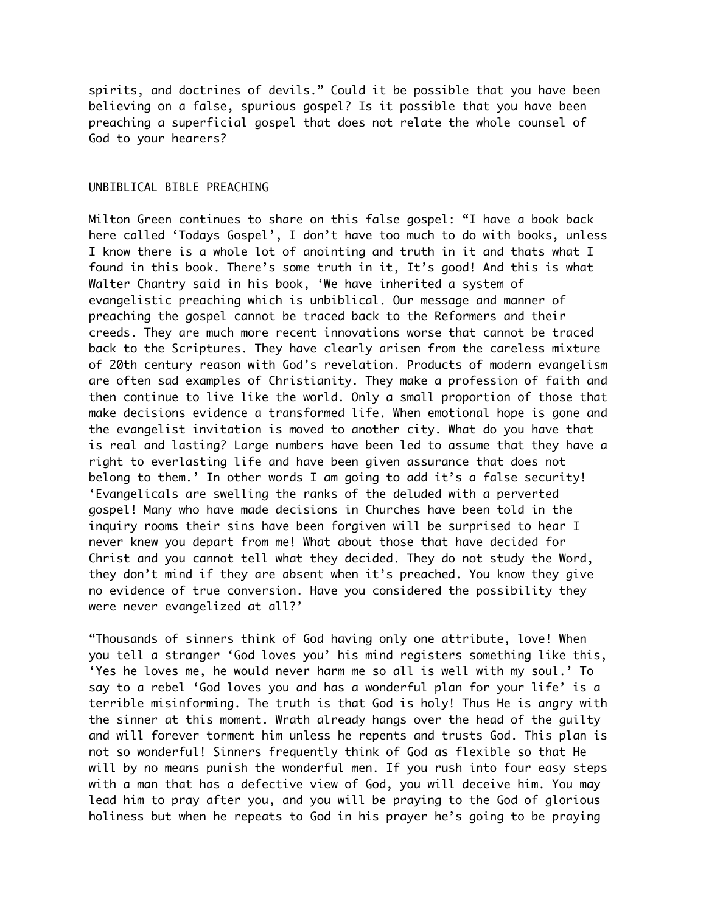spirits, and doctrines of devils." Could it be possible that you have been believing on a false, spurious gospel? Is it possible that you have been preaching a superficial gospel that does not relate the whole counsel of God to your hearers?

## UNBIBLICAL BIBLE PREACHING

Milton Green continues to share on this false gospel: "I have a book back here called 'Todays Gospel', I don't have too much to do with books, unless I know there is a whole lot of anointing and truth in it and thats what I found in this book. There's some truth in it, It's good! And this is what Walter Chantry said in his book, 'We have inherited a system of evangelistic preaching which is unbiblical. Our message and manner of preaching the gospel cannot be traced back to the Reformers and their creeds. They are much more recent innovations worse that cannot be traced back to the Scriptures. They have clearly arisen from the careless mixture of 20th century reason with God's revelation. Products of modern evangelism are often sad examples of Christianity. They make a profession of faith and then continue to live like the world. Only a small proportion of those that make decisions evidence a transformed life. When emotional hope is gone and the evangelist invitation is moved to another city. What do you have that is real and lasting? Large numbers have been led to assume that they have a right to everlasting life and have been given assurance that does not belong to them.' In other words I am going to add it's a false security! 'Evangelicals are swelling the ranks of the deluded with a perverted gospel! Many who have made decisions in Churches have been told in the inquiry rooms their sins have been forgiven will be surprised to hear I never knew you depart from me! What about those that have decided for Christ and you cannot tell what they decided. They do not study the Word, they don't mind if they are absent when it's preached. You know they give no evidence of true conversion. Have you considered the possibility they were never evangelized at all?'

"Thousands of sinners think of God having only one attribute, love! When you tell a stranger 'God loves you' his mind registers something like this, 'Yes he loves me, he would never harm me so all is well with my soul.' To say to a rebel 'God loves you and has a wonderful plan for your life' is a terrible misinforming. The truth is that God is holy! Thus He is angry with the sinner at this moment. Wrath already hangs over the head of the guilty and will forever torment him unless he repents and trusts God. This plan is not so wonderful! Sinners frequently think of God as flexible so that He will by no means punish the wonderful men. If you rush into four easy steps with a man that has a defective view of God, you will deceive him. You may lead him to pray after you, and you will be praying to the God of glorious holiness but when he repeats to God in his prayer he's going to be praying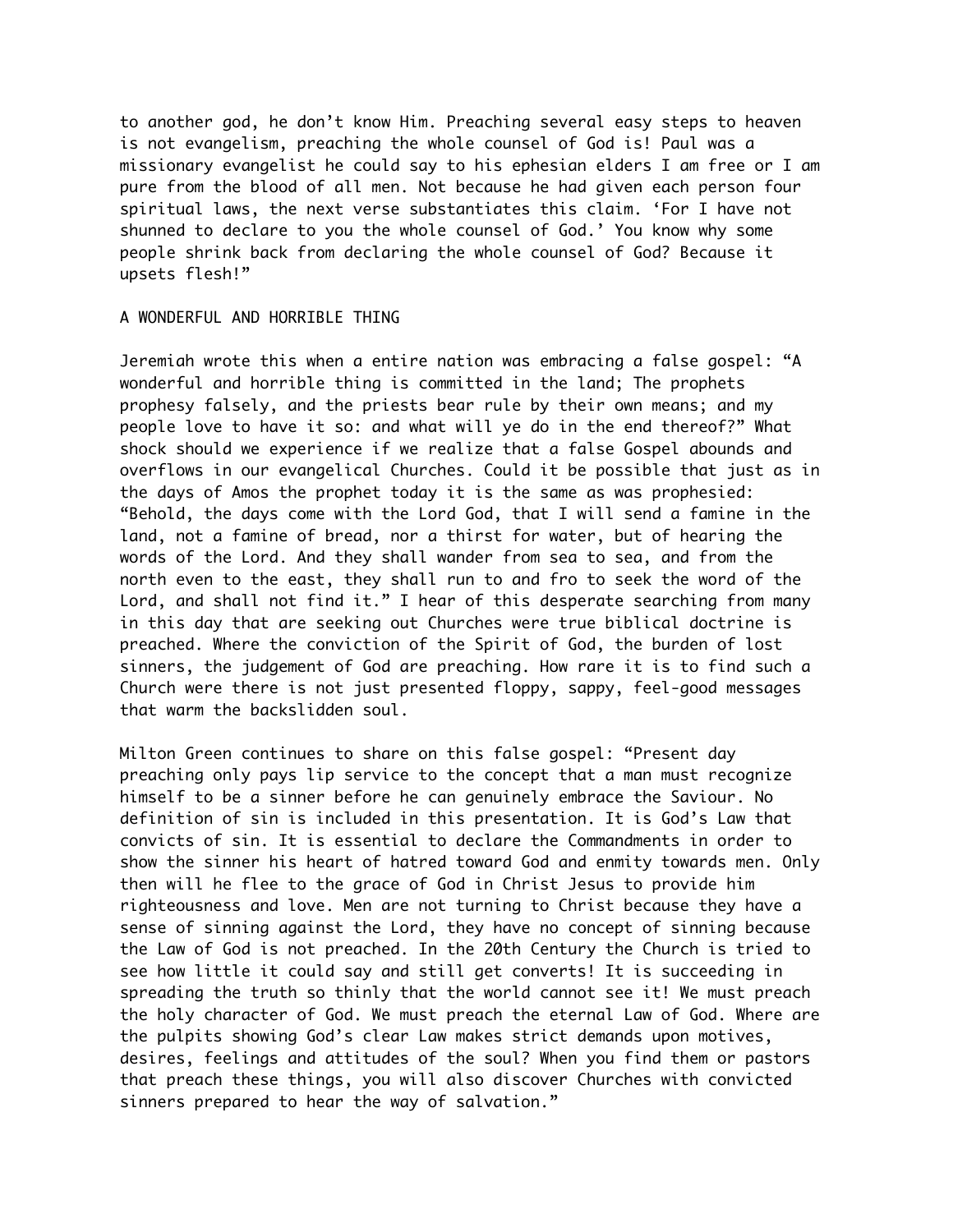to another god, he don't know Him. Preaching several easy steps to heaven is not evangelism, preaching the whole counsel of God is! Paul was a missionary evangelist he could say to his ephesian elders I am free or I am pure from the blood of all men. Not because he had given each person four spiritual laws, the next verse substantiates this claim. 'For I have not shunned to declare to you the whole counsel of God.' You know why some people shrink back from declaring the whole counsel of God? Because it upsets flesh!"

## A WONDERFUL AND HORRIBLE THING

Jeremiah wrote this when a entire nation was embracing a false gospel: "A wonderful and horrible thing is committed in the land; The prophets prophesy falsely, and the priests bear rule by their own means; and my people love to have it so: and what will ye do in the end thereof?" What shock should we experience if we realize that a false Gospel abounds and overflows in our evangelical Churches. Could it be possible that just as in the days of Amos the prophet today it is the same as was prophesied: "Behold, the days come with the Lord God, that I will send a famine in the land, not a famine of bread, nor a thirst for water, but of hearing the words of the Lord. And they shall wander from sea to sea, and from the north even to the east, they shall run to and fro to seek the word of the Lord, and shall not find it." I hear of this desperate searching from many in this day that are seeking out Churches were true biblical doctrine is preached. Where the conviction of the Spirit of God, the burden of lost sinners, the judgement of God are preaching. How rare it is to find such a Church were there is not just presented floppy, sappy, feel-good messages that warm the backslidden soul.

Milton Green continues to share on this false gospel: "Present day preaching only pays lip service to the concept that a man must recognize himself to be a sinner before he can genuinely embrace the Saviour. No definition of sin is included in this presentation. It is God's Law that convicts of sin. It is essential to declare the Commandments in order to show the sinner his heart of hatred toward God and enmity towards men. Only then will he flee to the grace of God in Christ Jesus to provide him righteousness and love. Men are not turning to Christ because they have a sense of sinning against the Lord, they have no concept of sinning because the Law of God is not preached. In the 20th Century the Church is tried to see how little it could say and still get converts! It is succeeding in spreading the truth so thinly that the world cannot see it! We must preach the holy character of God. We must preach the eternal Law of God. Where are the pulpits showing God's clear Law makes strict demands upon motives, desires, feelings and attitudes of the soul? When you find them or pastors that preach these things, you will also discover Churches with convicted sinners prepared to hear the way of salvation."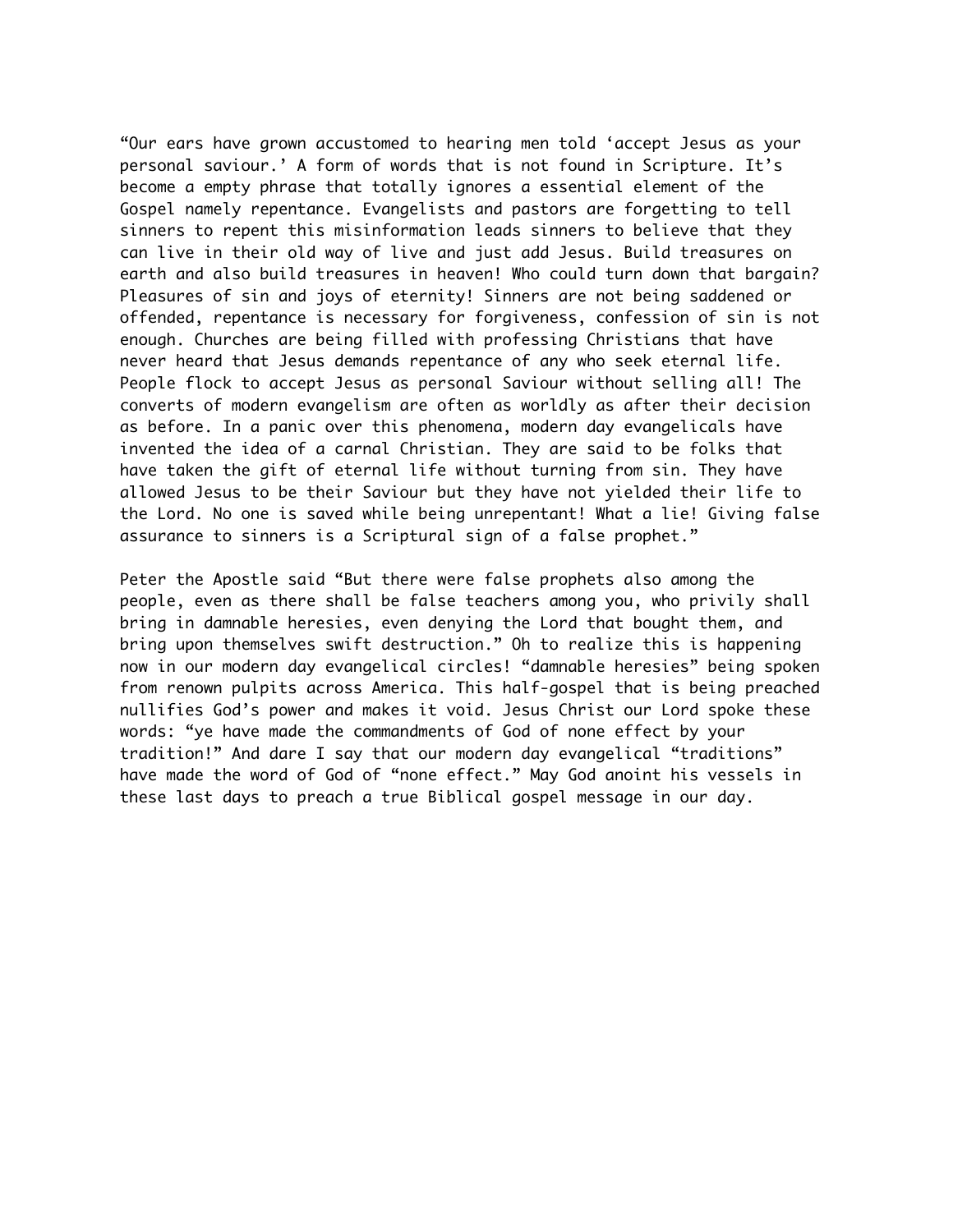“Our ears have grown accustomed to hearing men told ‘accept Jesus as your personal saviour.’ A form of words that is not found in Scripture. It’s become a empty phrase that totally ignores a essential element of the Gospel namely repentance. Evangelists and pastors are forgetting to tell sinners to repent this misinformation leads sinners to believe that they can live in their old way of live and just add Jesus. Build treasures on earth and also build treasures in heaven! Who could turn down that bargain? Pleasures of sin and joys of eternity! Sinners are not being saddened or offended, repentance is necessary for forgiveness, confession of sin is not enough. Churches are being filled with professing Christians that have never heard that Jesus demands repentance of any who seek eternal life. People flock to accept Jesus as personal Saviour without selling all! The converts of modern evangelism are often as worldly as after their decision as before. In a panic over this phenomena, modern day evangelicals have invented the idea of a carnal Christian. They are said to be folks that have taken the gift of eternal life without turning from sin. They have allowed Jesus to be their Saviour but they have not yielded their life to the Lord. No one is saved while being unrepentant! What a lie! Giving false assurance to sinners is a Scriptural sign of a false prophet.”

Peter the Apostle said “But there were false prophets also among the people, even as there shall be false teachers among you, who privily shall bring in damnable heresies, even denying the Lord that bought them, and bring upon themselves swift destruction.” Oh to realize this is happening now in our modern day evangelical circles! “damnable heresies” being spoken from renown pulpits across America. This half-gospel that is being preached nullifies God’s power and makes it void. Jesus Christ our Lord spoke these words: “ye have made the commandments of God of none effect by your tradition!” And dare I say that our modern day evangelical “traditions” have made the word of God of “none effect.” May God anoint his vessels in these last days to preach a true Biblical gospel message in our day.